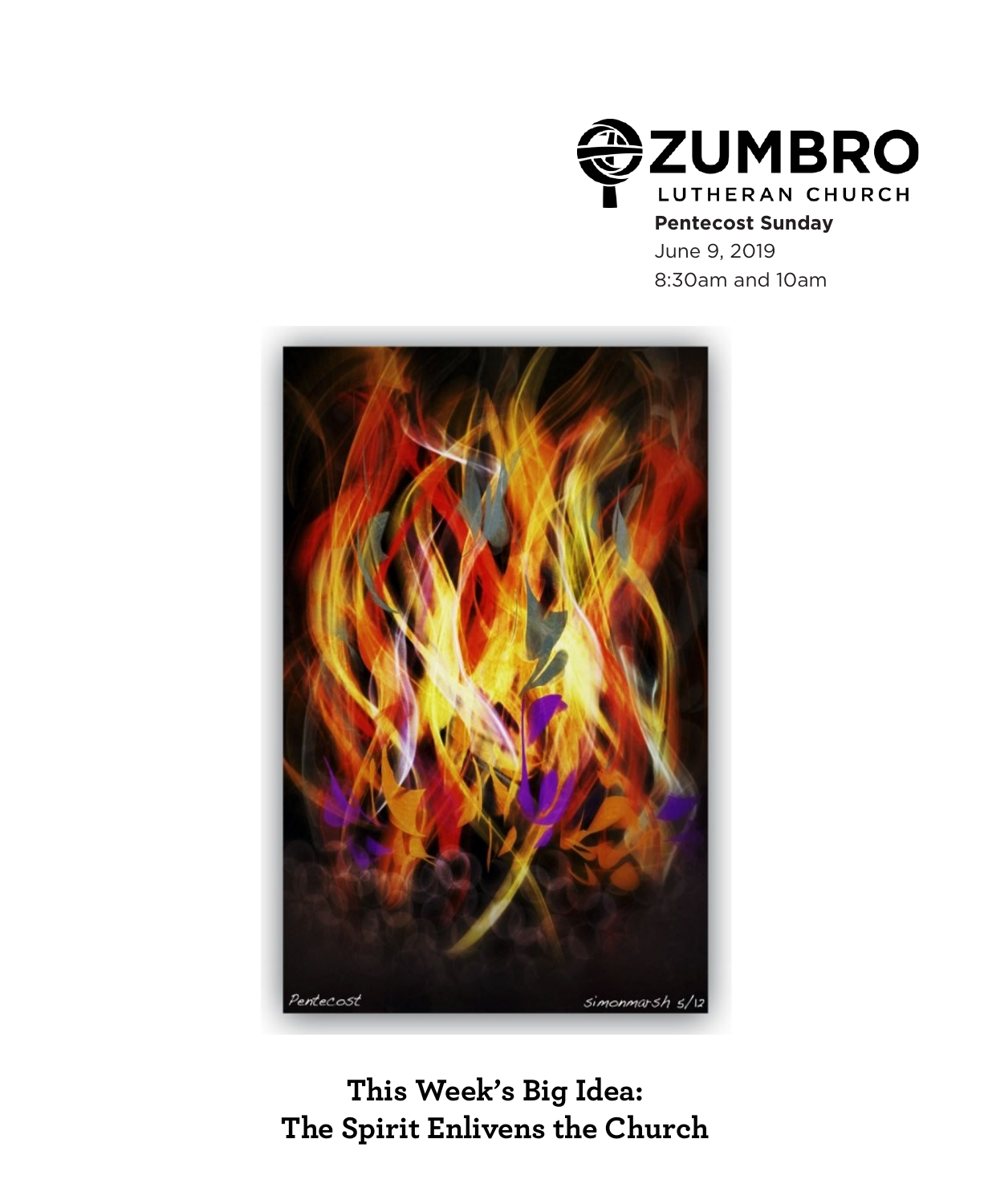ZUMBRO
LUTHERAN CHURCH

**Pentecost Sunday**
June 9, 2019
8:30am and 10am

## This Week's Big Idea: The Spirit Enlivens the Church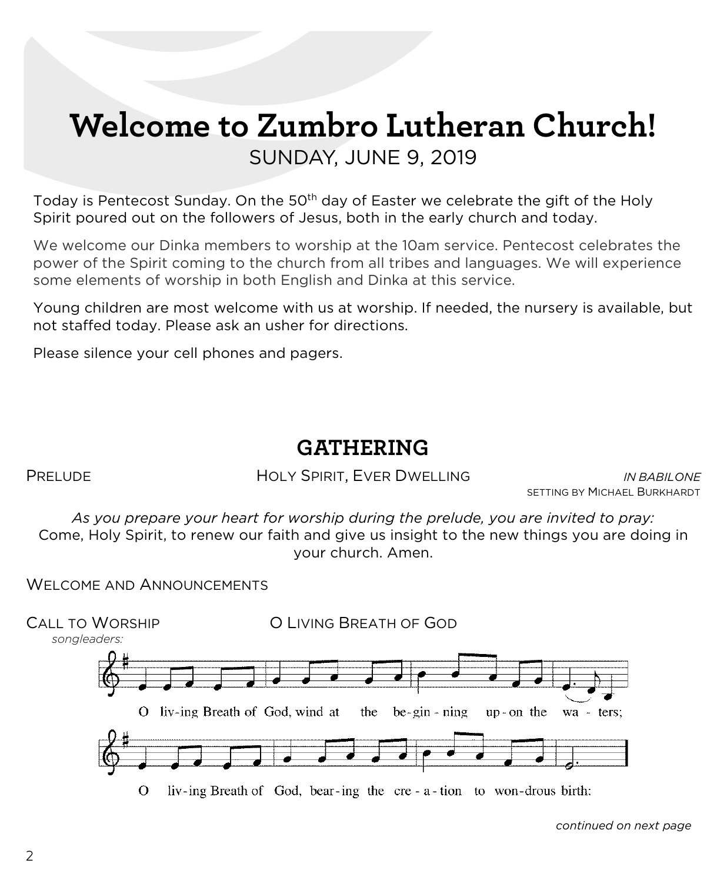# Welcome to Zumbro Lutheran Church!

SUNDAY, JUNE 9, 2019

Today is Pentecost Sunday. On the 50th day of Easter we celebrate the gift of the Holy Spirit poured out on the followers of Jesus, both in the early church and today.

We welcome our Dinka members to worship at the 10am service. Pentecost celebrates the power of the Spirit coming to the church from all tribes and languages. We will experience some elements of worship in both English and Dinka at this service.

Young children are most welcome with us at worship. If needed, the nursery is available, but not staffed today. Please ask an usher for directions.

Please silence your cell phones and pagers.

## GATHERING

PRELUDE — HOLY SPIRIT, EVER DWELLING — *IN BABILONE*
SETTING BY MICHAEL BURKHARDT

*As you prepare your heart for worship during the prelude, you are invited to pray:*
Come, Holy Spirit, to renew our faith and give us insight to the new things you are doing in your church. Amen.

WELCOME AND ANNOUNCEMENTS

CALL TO WORSHIP — O LIVING BREATH OF GOD

*songleaders:*

O liv-ing Breath of God, wind at the be-gin-ning up-on the wa-ters;
O liv-ing Breath of God, bear-ing the cre-a-tion to won-drous birth:

*continued on next page*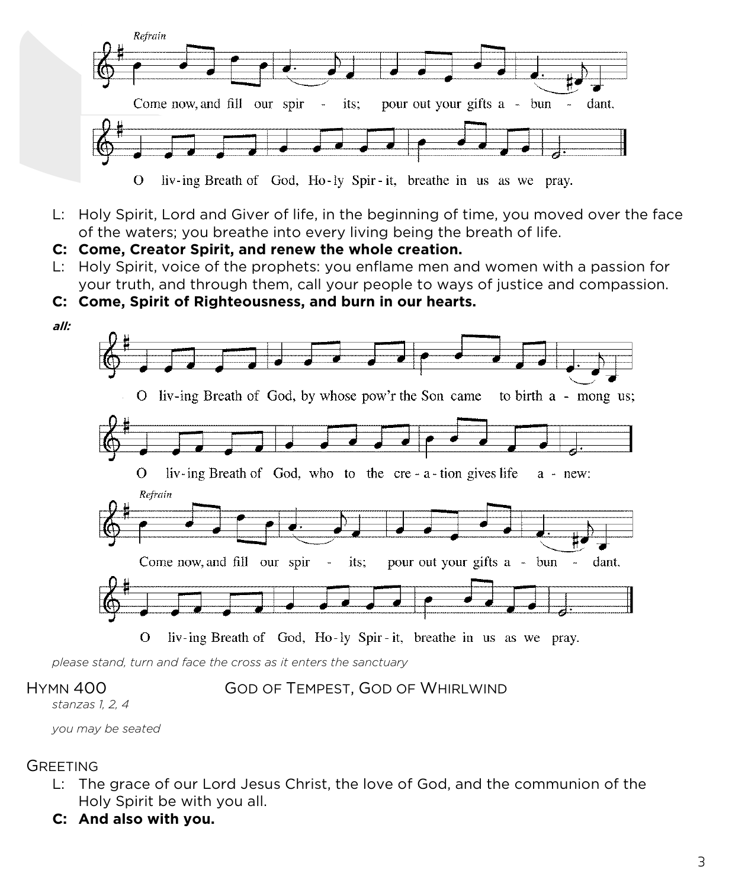*Refrain*

Come now, and fill our spir - its; pour out your gifts a - bun - dant.

O liv-ing Breath of God, Ho-ly Spir-it, breathe in us as we pray.

L: Holy Spirit, Lord and Giver of life, in the beginning of time, you moved over the face of the waters; you breathe into every living being the breath of life.

**C: Come, Creator Spirit, and renew the whole creation.**

L: Holy Spirit, voice of the prophets: you enflame men and women with a passion for your truth, and through them, call your people to ways of justice and compassion.

**C: Come, Spirit of Righteousness, and burn in our hearts.**

***all:***

O liv-ing Breath of God, by whose pow'r the Son came to birth a - mong us;

O liv-ing Breath of God, who to the cre-a-tion gives life a - new:

*Refrain*

Come now, and fill our spir - its; pour out your gifts a - bun - dant.

O liv-ing Breath of God, Ho-ly Spir-it, breathe in us as we pray.

*please stand, turn and face the cross as it enters the sanctuary*

HYMN 400 — GOD OF TEMPEST, GOD OF WHIRLWIND

*stanzas 1, 2, 4*

*you may be seated*

GREETING

L: The grace of our Lord Jesus Christ, the love of God, and the communion of the Holy Spirit be with you all.

**C: And also with you.**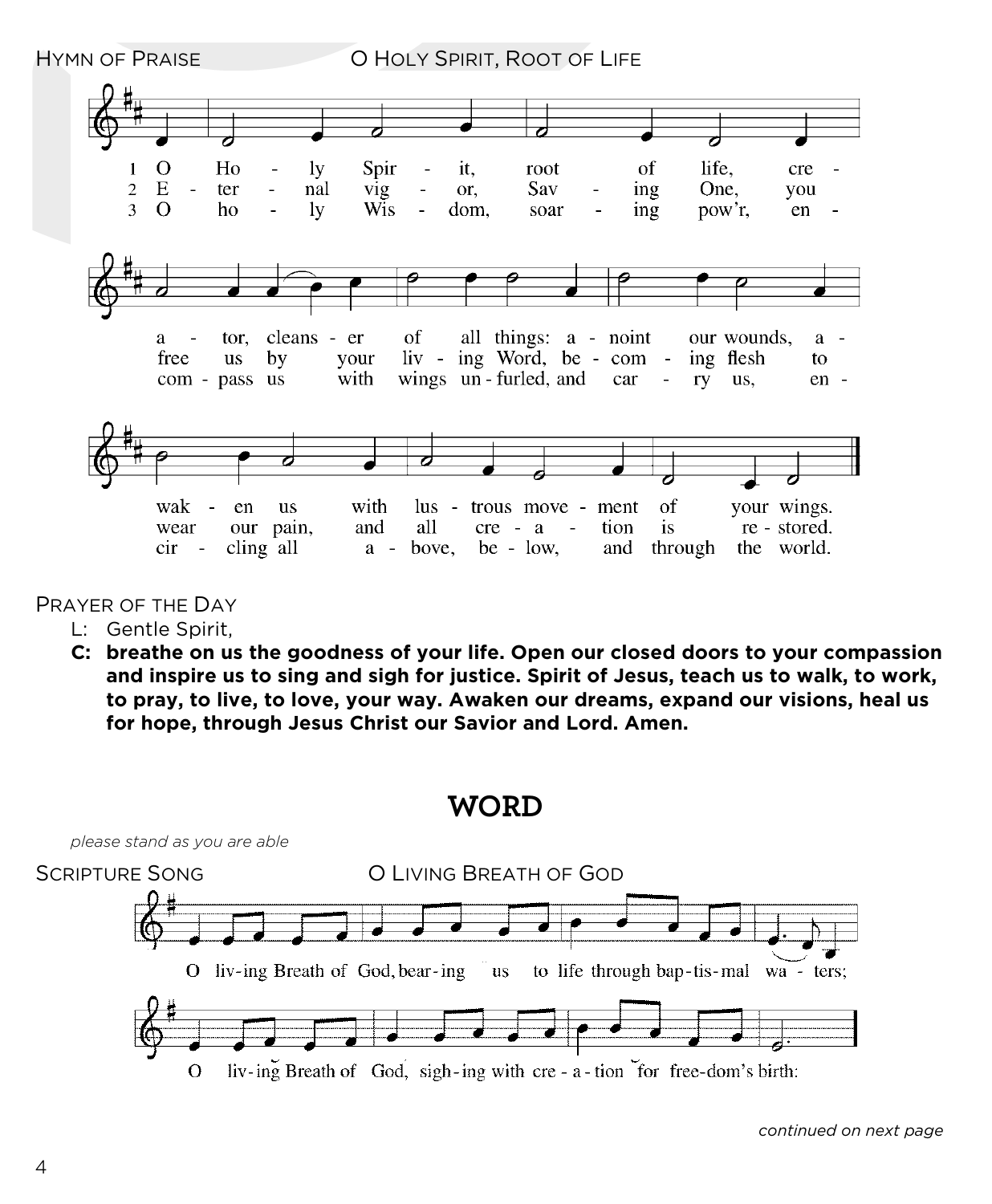Hymn of Praise — O Holy Spirit, Root of Life

1 O Holy Spirit, root of life, creator, cleanser of all things: anoint our wounds, awaken us with lustrous movement of your wings.

2 Eternal vigor, Saving One, you free us by your living Word, becoming flesh to wear our pain, and all creation is restored.

3 O holy Wisdom, soaring pow'r, encompass us with wings unfurled, and carry us, encircling all above, below, and through the world.

Prayer of the Day

L: Gentle Spirit,

**C: breathe on us the goodness of your life. Open our closed doors to your compassion and inspire us to sing and sigh for justice. Spirit of Jesus, teach us to walk, to work, to pray, to live, to love, your way. Awaken our dreams, expand our visions, heal us for hope, through Jesus Christ our Savior and Lord. Amen.**

## WORD

*please stand as you are able*

Scripture Song — O Living Breath of God

O living Breath of God, bearing us to life through baptismal waters;

O living Breath of God, sighing with creation for freedom's birth:

*continued on next page*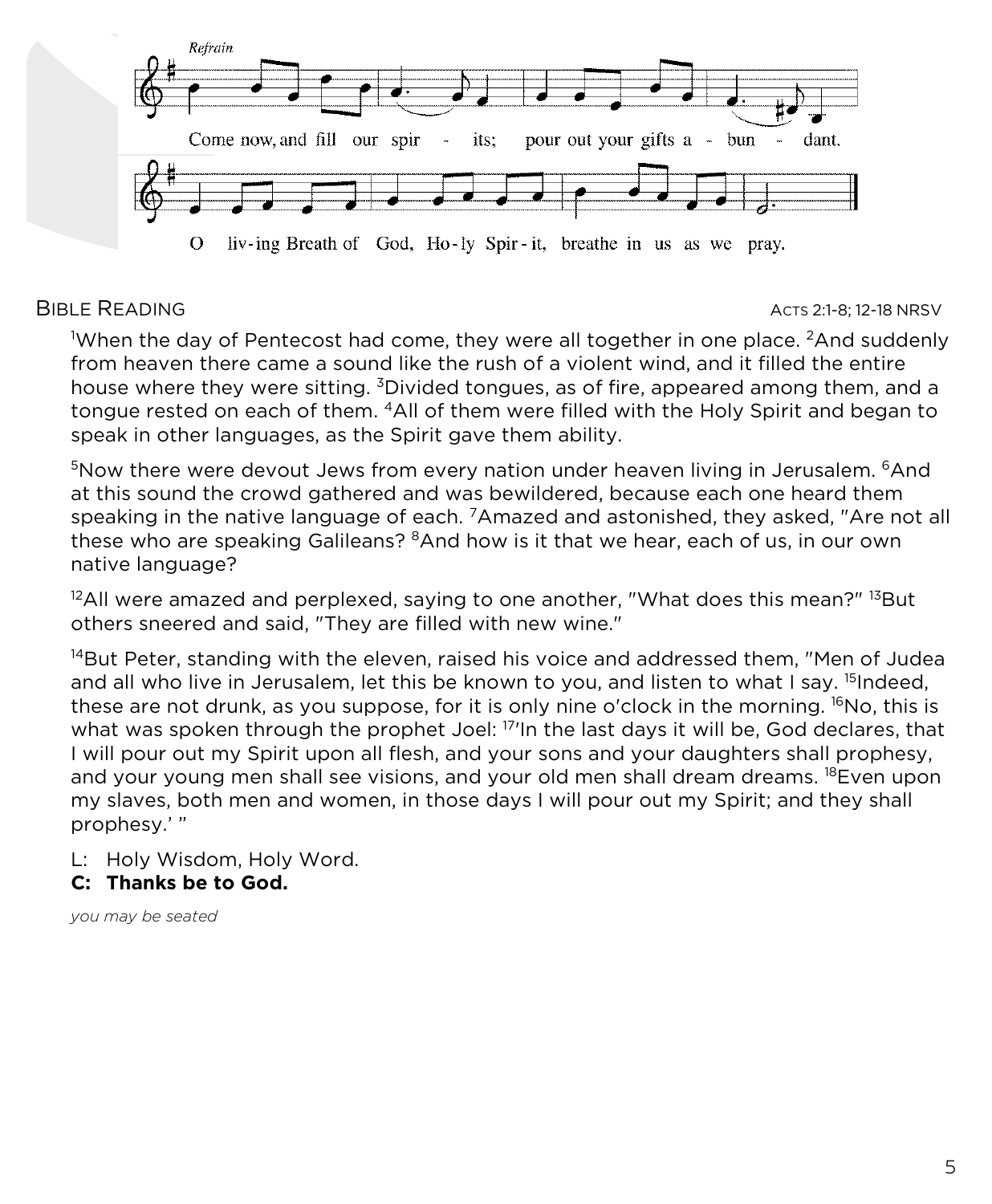*Refrain*

Come now, and fill our spir - its; pour out your gifts a - bun - dant.

O liv-ing Breath of God, Ho-ly Spir-it, breathe in us as we pray.

## Bible Reading

Acts 2:1-8; 12-18 NRSV

[1]When the day of Pentecost had come, they were all together in one place. [2]And suddenly from heaven there came a sound like the rush of a violent wind, and it filled the entire house where they were sitting. [3]Divided tongues, as of fire, appeared among them, and a tongue rested on each of them. [4]All of them were filled with the Holy Spirit and began to speak in other languages, as the Spirit gave them ability.

[5]Now there were devout Jews from every nation under heaven living in Jerusalem. [6]And at this sound the crowd gathered and was bewildered, because each one heard them speaking in the native language of each. [7]Amazed and astonished, they asked, "Are not all these who are speaking Galileans? [8]And how is it that we hear, each of us, in our own native language?

[12]All were amazed and perplexed, saying to one another, "What does this mean?" [13]But others sneered and said, "They are filled with new wine."

[14]But Peter, standing with the eleven, raised his voice and addressed them, "Men of Judea and all who live in Jerusalem, let this be known to you, and listen to what I say. [15]Indeed, these are not drunk, as you suppose, for it is only nine o'clock in the morning. [16]No, this is what was spoken through the prophet Joel: [17]'In the last days it will be, God declares, that I will pour out my Spirit upon all flesh, and your sons and your daughters shall prophesy, and your young men shall see visions, and your old men shall dream dreams. [18]Even upon my slaves, both men and women, in those days I will pour out my Spirit; and they shall prophesy.' "

L: Holy Wisdom, Holy Word.

**C: Thanks be to God.**

*you may be seated*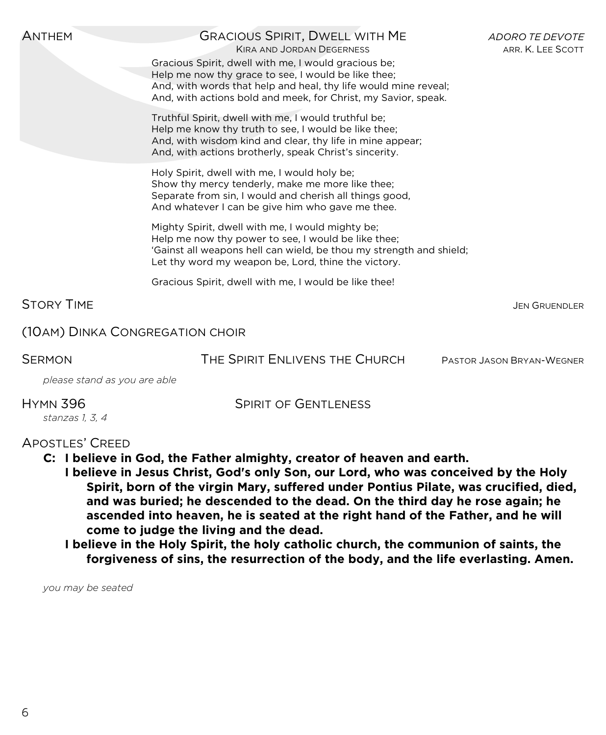## ANTHEM — GRACIOUS SPIRIT, DWELL WITH ME

*ADORO TE DEVOTE*
ARR. K. LEE SCOTT

KIRA AND JORDAN DEGERNESS

Gracious Spirit, dwell with me, I would gracious be;
Help me now thy grace to see, I would be like thee;
And, with words that help and heal, thy life would mine reveal;
And, with actions bold and meek, for Christ, my Savior, speak.

Truthful Spirit, dwell with me, I would truthful be;
Help me know thy truth to see, I would be like thee;
And, with wisdom kind and clear, thy life in mine appear;
And, with actions brotherly, speak Christ's sincerity.

Holy Spirit, dwell with me, I would holy be;
Show thy mercy tenderly, make me more like thee;
Separate from sin, I would and cherish all things good,
And whatever I can be give him who gave me thee.

Mighty Spirit, dwell with me, I would mighty be;
Help me now thy power to see, I would be like thee;
'Gainst all weapons hell can wield, be thou my strength and shield;
Let thy word my weapon be, Lord, thine the victory.

Gracious Spirit, dwell with me, I would be like thee!

## STORY TIME — JEN GRUENDLER

## (10AM) DINKA CONGREGATION CHOIR

## SERMON — THE SPIRIT ENLIVENS THE CHURCH — PASTOR JASON BRYAN-WEGNER

*please stand as you are able*

## HYMN 396 — SPIRIT OF GENTLENESS

*stanzas 1, 3, 4*

## APOSTLES' CREED

**C: I believe in God, the Father almighty, creator of heaven and earth.**

**I believe in Jesus Christ, God's only Son, our Lord, who was conceived by the Holy Spirit, born of the virgin Mary, suffered under Pontius Pilate, was crucified, died, and was buried; he descended to the dead. On the third day he rose again; he ascended into heaven, he is seated at the right hand of the Father, and he will come to judge the living and the dead.**

**I believe in the Holy Spirit, the holy catholic church, the communion of saints, the forgiveness of sins, the resurrection of the body, and the life everlasting. Amen.**

*you may be seated*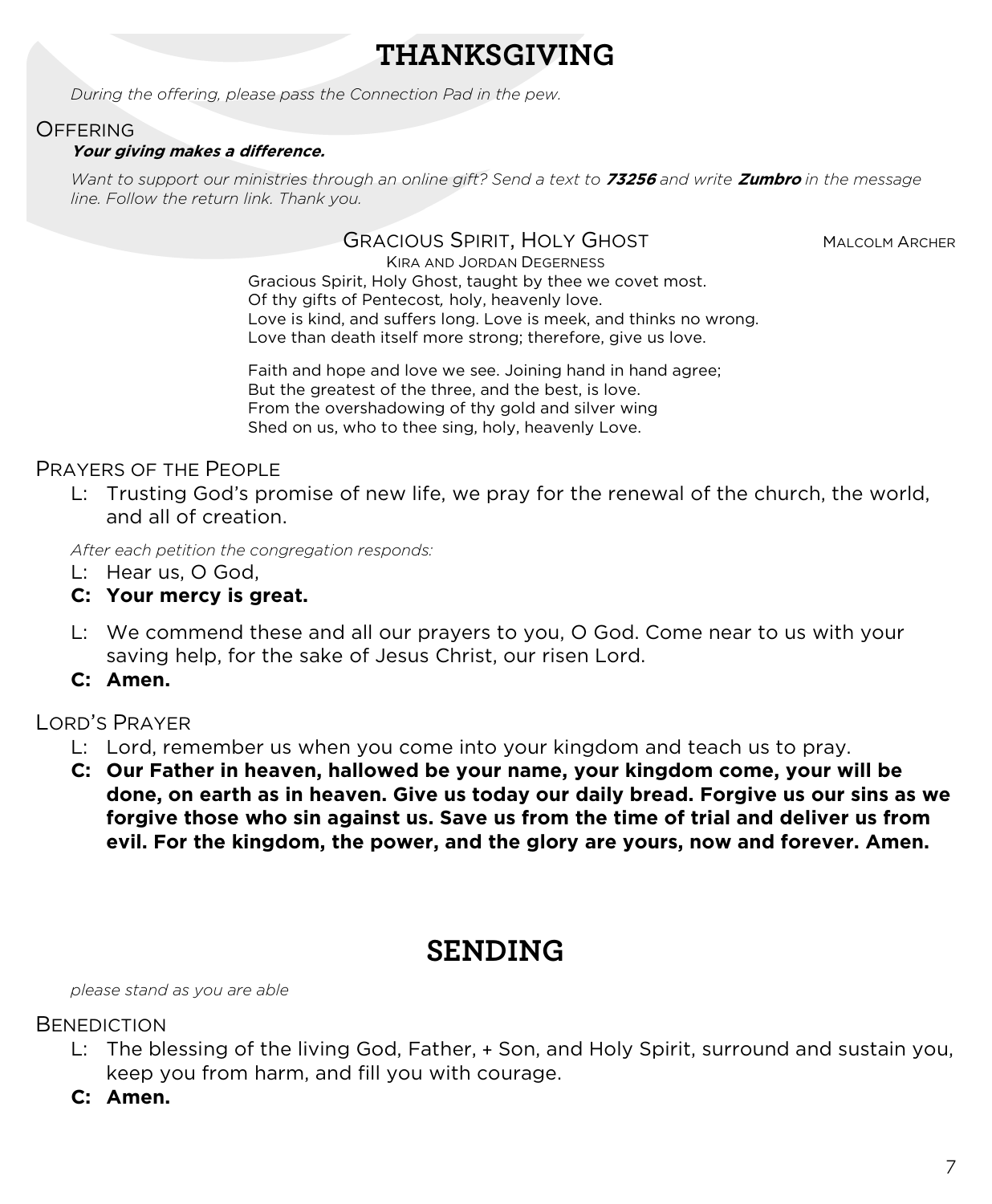# THANKSGIVING

*During the offering, please pass the Connection Pad in the pew.*

## Offering

***Your giving makes a difference.***

*Want to support our ministries through an online gift? Send a text to **73256** and write **Zumbro** in the message line. Follow the return link. Thank you.*

### Gracious Spirit, Holy Ghost

Malcolm Archer

Kira and Jordan Degerness

Gracious Spirit, Holy Ghost, taught by thee we covet most.
Of thy gifts of Pentecost*,* holy, heavenly love.
Love is kind, and suffers long. Love is meek, and thinks no wrong.
Love than death itself more strong; therefore, give us love.

Faith and hope and love we see. Joining hand in hand agree;
But the greatest of the three, and the best, is love.
From the overshadowing of thy gold and silver wing
Shed on us, who to thee sing, holy, heavenly Love.

## Prayers of the People

L: Trusting God's promise of new life, we pray for the renewal of the church, the world, and all of creation.

*After each petition the congregation responds:*

L: Hear us, O God,

**C: Your mercy is great.**

L: We commend these and all our prayers to you, O God. Come near to us with your saving help, for the sake of Jesus Christ, our risen Lord.

**C: Amen.**

## Lord's Prayer

L: Lord, remember us when you come into your kingdom and teach us to pray.

**C: Our Father in heaven, hallowed be your name, your kingdom come, your will be done, on earth as in heaven. Give us today our daily bread. Forgive us our sins as we forgive those who sin against us. Save us from the time of trial and deliver us from evil. For the kingdom, the power, and the glory are yours, now and forever. Amen.**

# SENDING

*please stand as you are able*

## Benediction

L: The blessing of the living God, Father, + Son, and Holy Spirit, surround and sustain you, keep you from harm, and fill you with courage.

**C: Amen.**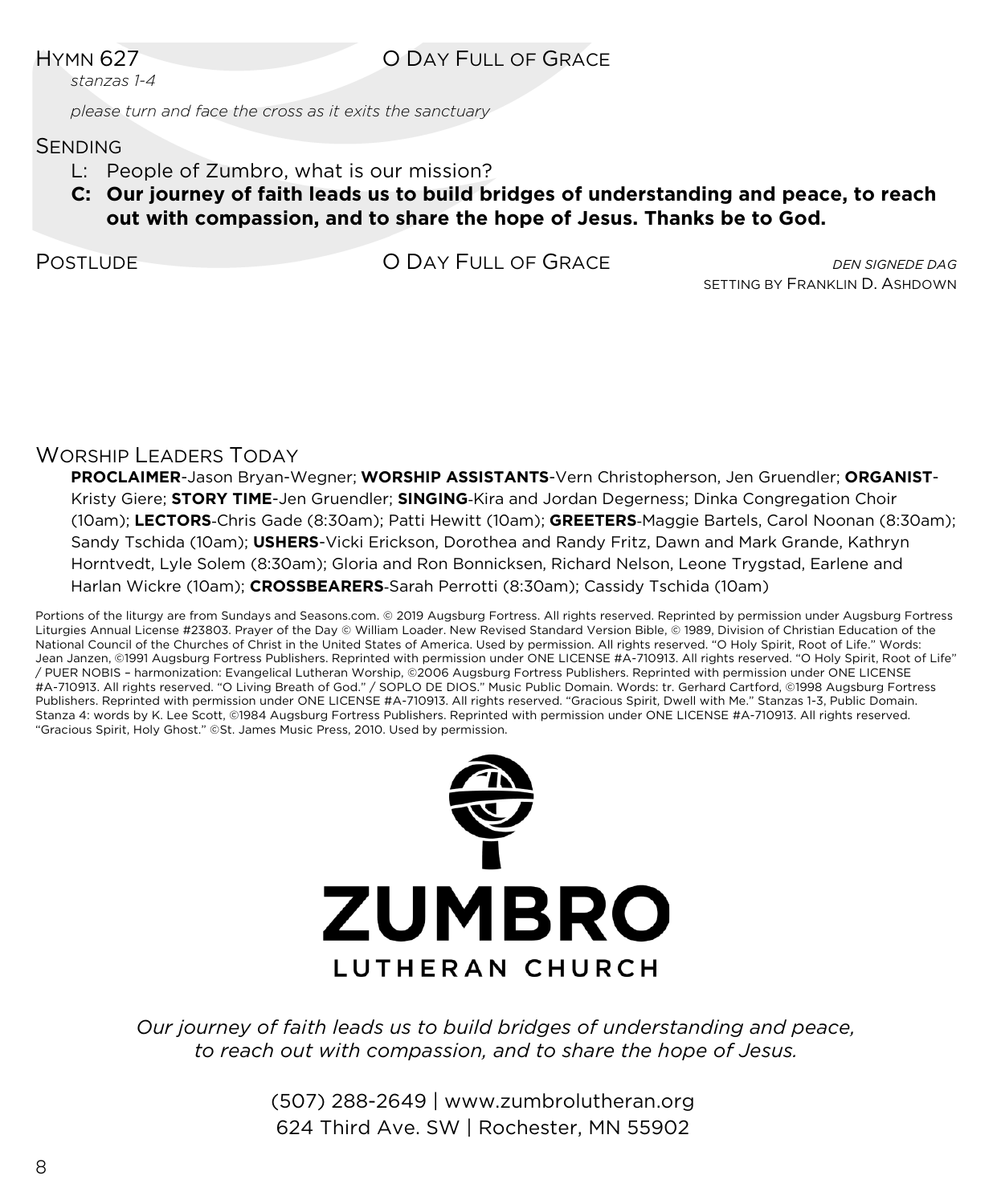## Hymn 627 — O Day Full of Grace

*stanzas 1-4*

*please turn and face the cross as it exits the sanctuary*

## Sending

L: People of Zumbro, what is our mission?

**C: Our journey of faith leads us to build bridges of understanding and peace, to reach out with compassion, and to share the hope of Jesus. Thanks be to God.**

## Postlude — O Day Full of Grace

*DEN SIGNEDE DAG*
SETTING BY FRANKLIN D. ASHDOWN

## Worship Leaders Today

**PROCLAIMER**-Jason Bryan-Wegner; **WORSHIP ASSISTANTS**-Vern Christopherson, Jen Gruendler; **ORGANIST**-Kristy Giere; **STORY TIME**-Jen Gruendler; **SINGING**-Kira and Jordan Degerness; Dinka Congregation Choir (10am); **LECTORS**-Chris Gade (8:30am); Patti Hewitt (10am); **GREETERS**-Maggie Bartels, Carol Noonan (8:30am); Sandy Tschida (10am); **USHERS**-Vicki Erickson, Dorothea and Randy Fritz, Dawn and Mark Grande, Kathryn Horntvedt, Lyle Solem (8:30am); Gloria and Ron Bonnicksen, Richard Nelson, Leone Trygstad, Earlene and Harlan Wickre (10am); **CROSSBEARERS**-Sarah Perrotti (8:30am); Cassidy Tschida (10am)

Portions of the liturgy are from Sundays and Seasons.com. © 2019 Augsburg Fortress. All rights reserved. Reprinted by permission under Augsburg Fortress Liturgies Annual License #23803. Prayer of the Day © William Loader. New Revised Standard Version Bible, © 1989, Division of Christian Education of the National Council of the Churches of Christ in the United States of America. Used by permission. All rights reserved. "O Holy Spirit, Root of Life." Words: Jean Janzen, ©1991 Augsburg Fortress Publishers. Reprinted with permission under ONE LICENSE #A-710913. All rights reserved. "O Holy Spirit, Root of Life" / PUER NOBIS – harmonization: Evangelical Lutheran Worship, ©2006 Augsburg Fortress Publishers. Reprinted with permission under ONE LICENSE #A-710913. All rights reserved. "O Living Breath of God." / SOPLO DE DIOS." Music Public Domain. Words: tr. Gerhard Cartford, ©1998 Augsburg Fortress Publishers. Reprinted with permission under ONE LICENSE #A-710913. All rights reserved. "Gracious Spirit, Dwell with Me." Stanzas 1-3, Public Domain. Stanza 4: words by K. Lee Scott, ©1984 Augsburg Fortress Publishers. Reprinted with permission under ONE LICENSE #A-710913. All rights reserved. "Gracious Spirit, Holy Ghost." ©St. James Music Press, 2010. Used by permission.

**ZUMBRO**
**LUTHERAN CHURCH**

*Our journey of faith leads us to build bridges of understanding and peace, to reach out with compassion, and to share the hope of Jesus.*

(507) 288-2649 | www.zumbrolutheran.org
624 Third Ave. SW | Rochester, MN 55902